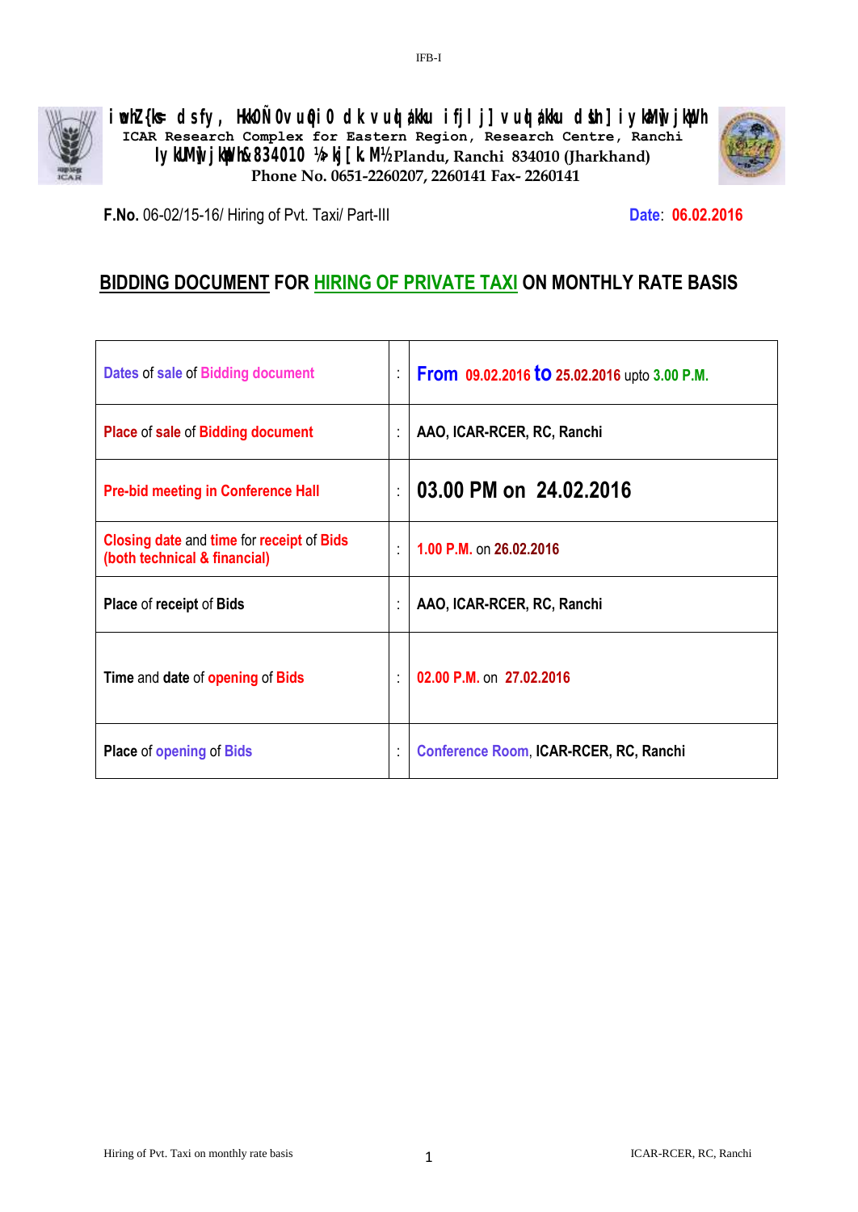IFB-I

iwohZ{ks= d sfy, HkkÑ0vuq0i0 dk vuqla/kku ifjlj] vuqla/kku dsUnz] iyk.Mw] jk¡ph

ICAR Research Complex for Eastern Region, Research Centre, Ranchi

iyk.Mw] jk¡ph&834010 ¼>kj[k.M½ Plandu, Ranchi 834010 (Jharkhand)

Phone No. 0651-2260207, 2260141 Fax- 2260141

**F.No.** 06-02/15-16/ Hiring of Pvt. Taxi/ Part-III

**Date**: **06.02.2016**

## BIDDING DOCUMENT FOR HIRING OF PRIVATE TAXI ON MONTHLY RATE BASIS

| | | |
|---|---|---|
| Dates of sale of Bidding document | : | From 09.02.2016 to 25.02.2016 upto 3.00 P.M. |
| Place of sale of Bidding document | : | AAO, ICAR-RCER, RC, Ranchi |
| Pre-bid meeting in Conference Hall | : | 03.00 PM on 24.02.2016 |
| Closing date and time for receipt of Bids (both technical & financial) | : | 1.00 P.M. on 26.02.2016 |
| Place of receipt of Bids | : | AAO, ICAR-RCER, RC, Ranchi |
| Time and date of opening of Bids | : | 02.00 P.M. on 27.02.2016 |
| Place of opening of Bids | : | Conference Room, ICAR-RCER, RC, Ranchi |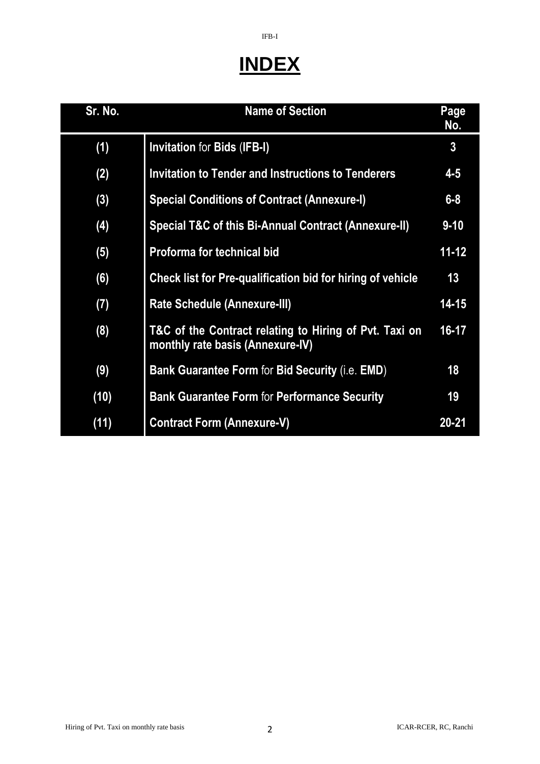# INDEX

| Sr. No. | Name of Section | Page No. |
|---|---|---|
| (1) | **Invitation** for **Bids** (**IFB-I**) | 3 |
| (2) | **Invitation to Tender and Instructions to Tenderers** | 4-5 |
| (3) | **Special Conditions of Contract (Annexure-I)** | 6-8 |
| (4) | **Special T&C of this Bi-Annual Contract (Annexure-II)** | 9-10 |
| (5) | **Proforma for technical bid** | 11-12 |
| (6) | **Check list for Pre-qualification bid for hiring of vehicle** | 13 |
| (7) | **Rate Schedule (Annexure-III)** | 14-15 |
| (8) | **T&C of the Contract relating to Hiring of Pvt. Taxi on monthly rate basis (Annexure-IV)** | 16-17 |
| (9) | **Bank Guarantee Form** for **Bid Security** (i.e. **EMD**) | 18 |
| (10) | **Bank Guarantee Form** for **Performance Security** | 19 |
| (11) | **Contract Form (Annexure-V)** | 20-21 |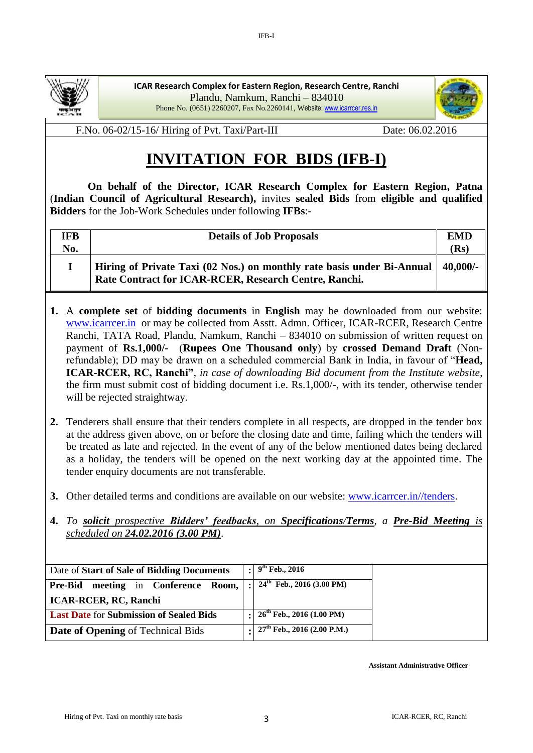ICAR Research Complex for Eastern Region, Research Centre, Ranchi
Plandu, Namkum, Ranchi – 834010
Phone No. (0651) 2260207, Fax No.2260141, Website: www.icarrcer.res.in

F.No. 06-02/15-16/ Hiring of Pvt. Taxi/Part-III                                                    Date: 06.02.2016

# INVITATION FOR BIDS (IFB-I)

**On behalf of the Director, ICAR Research Complex for Eastern Region, Patna** (**Indian Council of Agricultural Research),** invites **sealed Bids** from **eligible and qualified Bidders** for the Job-Work Schedules under following **IFBs**:-

| IFB No. | Details of Job Proposals | EMD (Rs) |
|---|---|---|
| I | **Hiring of Private Taxi (02 Nos.) on monthly rate basis under Bi-Annual Rate Contract for ICAR-RCER, Research Centre, Ranchi.** | 40,000/- |

1. A **complete set** of **bidding documents** in **English** may be downloaded from our website: www.icarrcer.in or may be collected from Asstt. Admn. Officer, ICAR-RCER, Research Centre Ranchi, TATA Road, Plandu, Namkum, Ranchi – 834010 on submission of written request on payment of **Rs.1,000/-** (**Rupees One Thousand only**) by **crossed Demand Draft** (Non-refundable); DD may be drawn on a scheduled commercial Bank in India, in favour of "**Head, ICAR-RCER, RC, Ranchi"**, *in case of downloading Bid document from the Institute website*, the firm must submit cost of bidding document i.e. Rs.1,000/-, with its tender, otherwise tender will be rejected straightway.

2. Tenderers shall ensure that their tenders complete in all respects, are dropped in the tender box at the address given above, on or before the closing date and time, failing which the tenders will be treated as late and rejected. In the event of any of the below mentioned dates being declared as a holiday, the tenders will be opened on the next working day at the appointed time. The tender enquiry documents are not transferable.

3. Other detailed terms and conditions are available on our website: www.icarrcer.in//tenders.

4. *To **solicit** prospective **Bidders' feedbacks**, on **Specifications/Terms**, a **Pre-Bid Meeting** is scheduled on **24.02.2016 (3.00 PM)**.*

| | | |
|---|---|---|
| Date of **Start of Sale of Bidding Documents** | : | **9th Feb., 2016** |
| **Pre-Bid meeting** in **Conference Room, ICAR-RCER, RC, Ranchi** | : | **24th Feb., 2016 (3.00 PM)** |
| **Last Date** for **Submission of Sealed Bids** | : | **26th Feb., 2016 (1.00 PM)** |
| **Date of Opening** of Technical Bids | : | **27th Feb., 2016 (2.00 P.M.)** |

**Assistant Administrative Officer**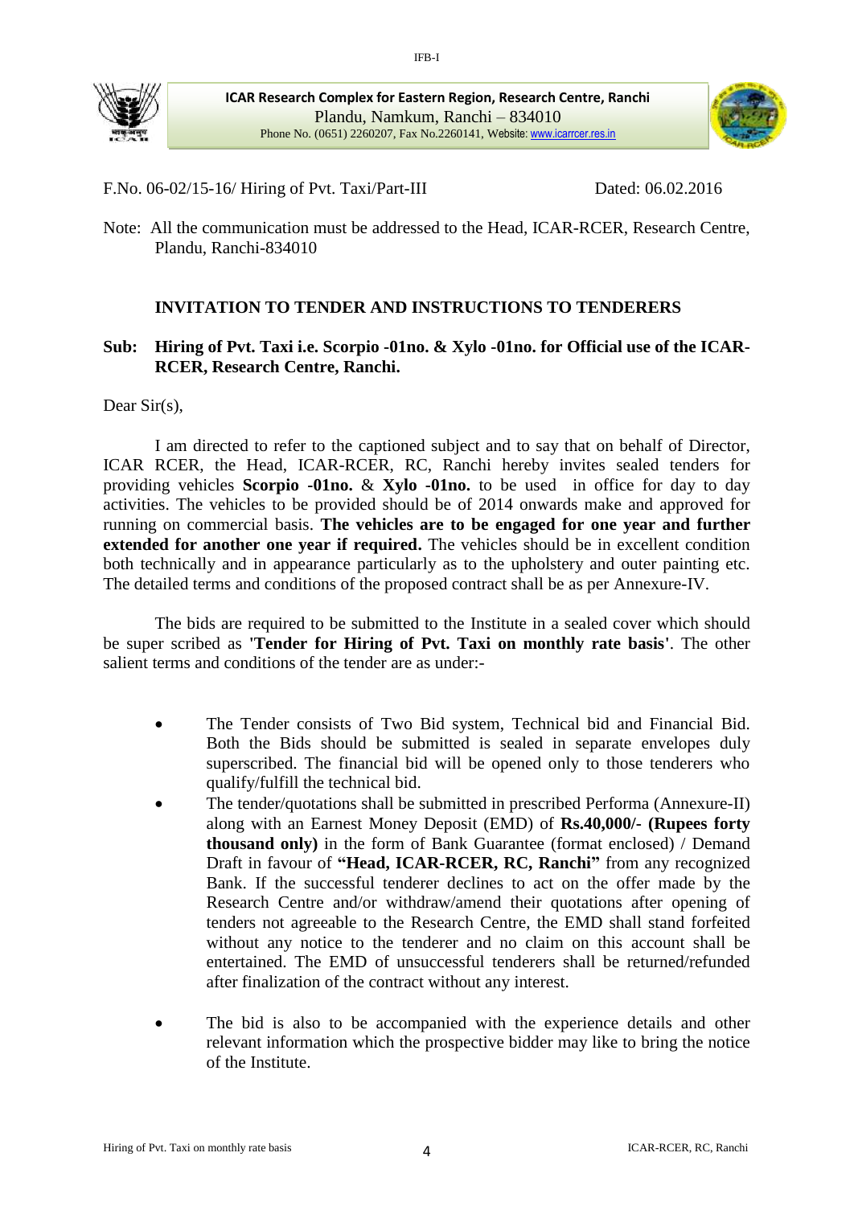IFB-I

**ICAR Research Complex for Eastern Region, Research Centre, Ranchi**
Plandu, Namkum, Ranchi – 834010
Phone No. (0651) 2260207, Fax No.2260141, Website: www.icarrcer.res.in

F.No. 06-02/15-16/ Hiring of Pvt. Taxi/Part-III                                        Dated: 06.02.2016

Note: All the communication must be addressed to the Head, ICAR-RCER, Research Centre, Plandu, Ranchi-834010

**INVITATION TO TENDER AND INSTRUCTIONS TO TENDERERS**

**Sub: Hiring of Pvt. Taxi i.e. Scorpio -01no. & Xylo -01no. for Official use of the ICAR-RCER, Research Centre, Ranchi.**

Dear Sir(s),

I am directed to refer to the captioned subject and to say that on behalf of Director, ICAR RCER, the Head, ICAR-RCER, RC, Ranchi hereby invites sealed tenders for providing vehicles **Scorpio -01no.** & **Xylo -01no.** to be used in office for day to day activities. The vehicles to be provided should be of 2014 onwards make and approved for running on commercial basis. **The vehicles are to be engaged for one year and further extended for another one year if required.** The vehicles should be in excellent condition both technically and in appearance particularly as to the upholstery and outer painting etc. The detailed terms and conditions of the proposed contract shall be as per Annexure-IV.

The bids are required to be submitted to the Institute in a sealed cover which should be super scribed as **'Tender for Hiring of Pvt. Taxi on monthly rate basis'**. The other salient terms and conditions of the tender are as under:-

- The Tender consists of Two Bid system, Technical bid and Financial Bid. Both the Bids should be submitted is sealed in separate envelopes duly superscribed. The financial bid will be opened only to those tenderers who qualify/fulfill the technical bid.
- The tender/quotations shall be submitted in prescribed Performa (Annexure-II) along with an Earnest Money Deposit (EMD) of **Rs.40,000/- (Rupees forty thousand only)** in the form of Bank Guarantee (format enclosed) / Demand Draft in favour of **"Head, ICAR-RCER, RC, Ranchi"** from any recognized Bank. If the successful tenderer declines to act on the offer made by the Research Centre and/or withdraw/amend their quotations after opening of tenders not agreeable to the Research Centre, the EMD shall stand forfeited without any notice to the tenderer and no claim on this account shall be entertained. The EMD of unsuccessful tenderers shall be returned/refunded after finalization of the contract without any interest.
- The bid is also to be accompanied with the experience details and other relevant information which the prospective bidder may like to bring the notice of the Institute.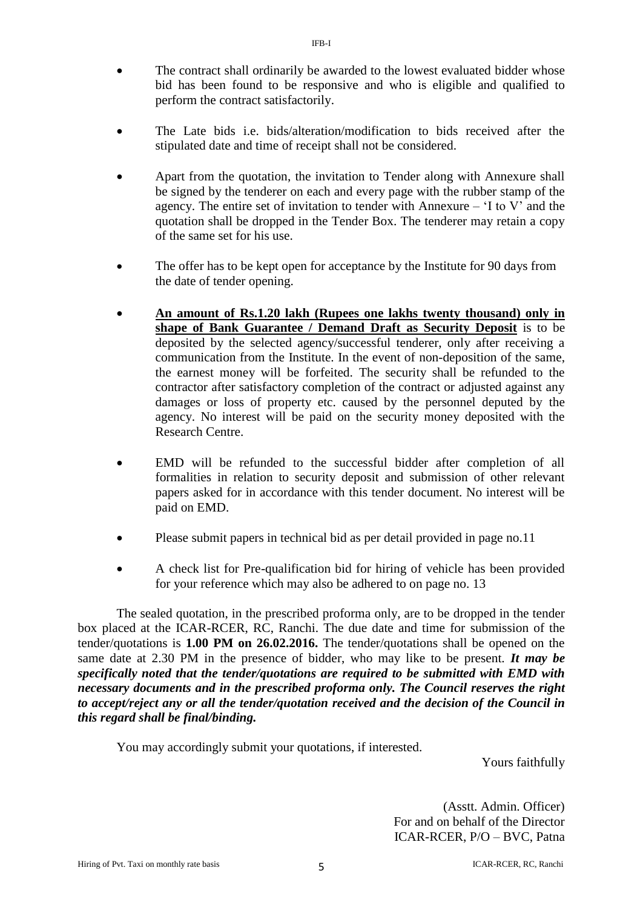- The contract shall ordinarily be awarded to the lowest evaluated bidder whose bid has been found to be responsive and who is eligible and qualified to perform the contract satisfactorily.

- The Late bids i.e. bids/alteration/modification to bids received after the stipulated date and time of receipt shall not be considered.

- Apart from the quotation, the invitation to Tender along with Annexure shall be signed by the tenderer on each and every page with the rubber stamp of the agency. The entire set of invitation to tender with Annexure – 'I to V' and the quotation shall be dropped in the Tender Box. The tenderer may retain a copy of the same set for his use.

- The offer has to be kept open for acceptance by the Institute for 90 days from the date of tender opening.

- **<u>An amount of Rs.1.20 lakh (Rupees one lakhs twenty thousand) only in shape of Bank Guarantee / Demand Draft as Security Deposit</u>** is to be deposited by the selected agency/successful tenderer, only after receiving a communication from the Institute. In the event of non-deposition of the same, the earnest money will be forfeited. The security shall be refunded to the contractor after satisfactory completion of the contract or adjusted against any damages or loss of property etc. caused by the personnel deputed by the agency. No interest will be paid on the security money deposited with the Research Centre.

- EMD will be refunded to the successful bidder after completion of all formalities in relation to security deposit and submission of other relevant papers asked for in accordance with this tender document. No interest will be paid on EMD.

- Please submit papers in technical bid as per detail provided in page no.11

- A check list for Pre-qualification bid for hiring of vehicle has been provided for your reference which may also be adhered to on page no. 13

The sealed quotation, in the prescribed proforma only, are to be dropped in the tender box placed at the ICAR-RCER, RC, Ranchi. The due date and time for submission of the tender/quotations is **1.00 PM on 26.02.2016.** The tender/quotations shall be opened on the same date at 2.30 PM in the presence of bidder, who may like to be present. ***It may be specifically noted that the tender/quotations are required to be submitted with EMD with necessary documents and in the prescribed proforma only. The Council reserves the right to accept/reject any or all the tender/quotation received and the decision of the Council in this regard shall be final/binding.***

You may accordingly submit your quotations, if interested.

Yours faithfully

(Asstt. Admin. Officer)
For and on behalf of the Director
ICAR-RCER, P/O – BVC, Patna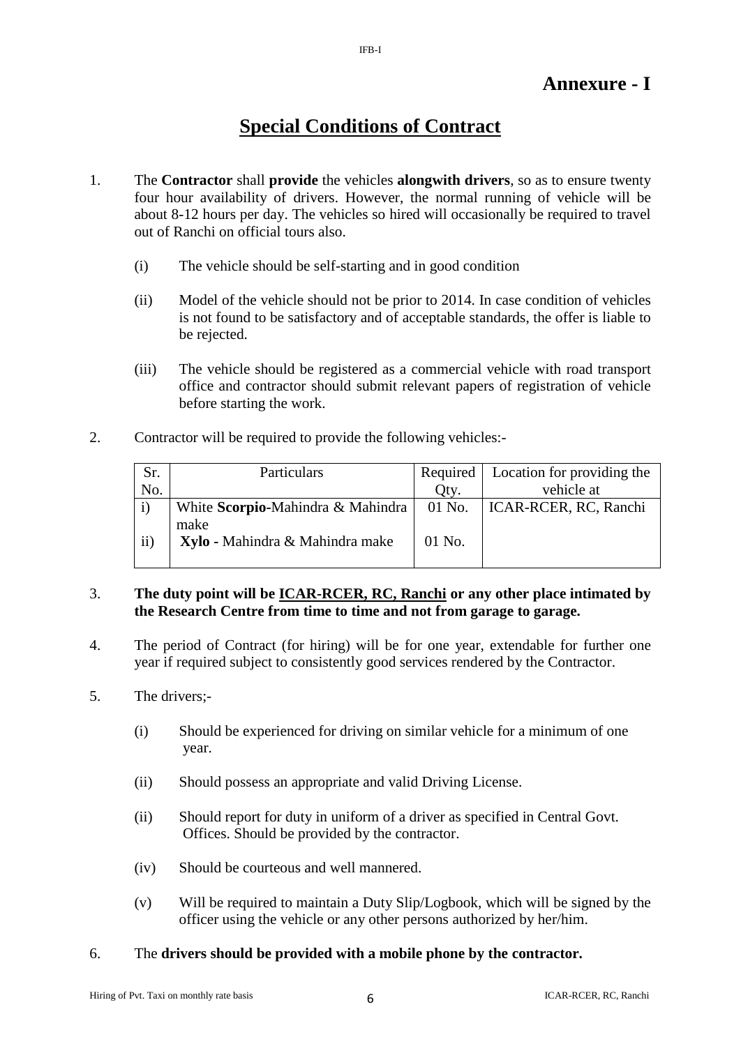# Annexure - I

## Special Conditions of Contract

1. The **Contractor** shall **provide** the vehicles **alongwith drivers**, so as to ensure twenty four hour availability of drivers. However, the normal running of vehicle will be about 8-12 hours per day. The vehicles so hired will occasionally be required to travel out of Ranchi on official tours also.

   (i) The vehicle should be self-starting and in good condition

   (ii) Model of the vehicle should not be prior to 2014. In case condition of vehicles is not found to be satisfactory and of acceptable standards, the offer is liable to be rejected.

   (iii) The vehicle should be registered as a commercial vehicle with road transport office and contractor should submit relevant papers of registration of vehicle before starting the work.

2. Contractor will be required to provide the following vehicles:-

| Sr. No. | Particulars | Required Qty. | Location for providing the vehicle at |
|---|---|---|---|
| i) | White **Scorpio**-Mahindra & Mahindra make | 01 No. | ICAR-RCER, RC, Ranchi |
| ii) | **Xylo** - Mahindra & Mahindra make | 01 No. | |

3. **The duty point will be <u>ICAR-RCER, RC, Ranchi</u> or any other place intimated by the Research Centre from time to time and not from garage to garage.**

4. The period of Contract (for hiring) will be for one year, extendable for further one year if required subject to consistently good services rendered by the Contractor.

5. The drivers;-

   (i) Should be experienced for driving on similar vehicle for a minimum of one year.

   (ii) Should possess an appropriate and valid Driving License.

   (ii) Should report for duty in uniform of a driver as specified in Central Govt. Offices. Should be provided by the contractor.

   (iv) Should be courteous and well mannered.

   (v) Will be required to maintain a Duty Slip/Logbook, which will be signed by the officer using the vehicle or any other persons authorized by her/him.

6. The **drivers should be provided with a mobile phone by the contractor.**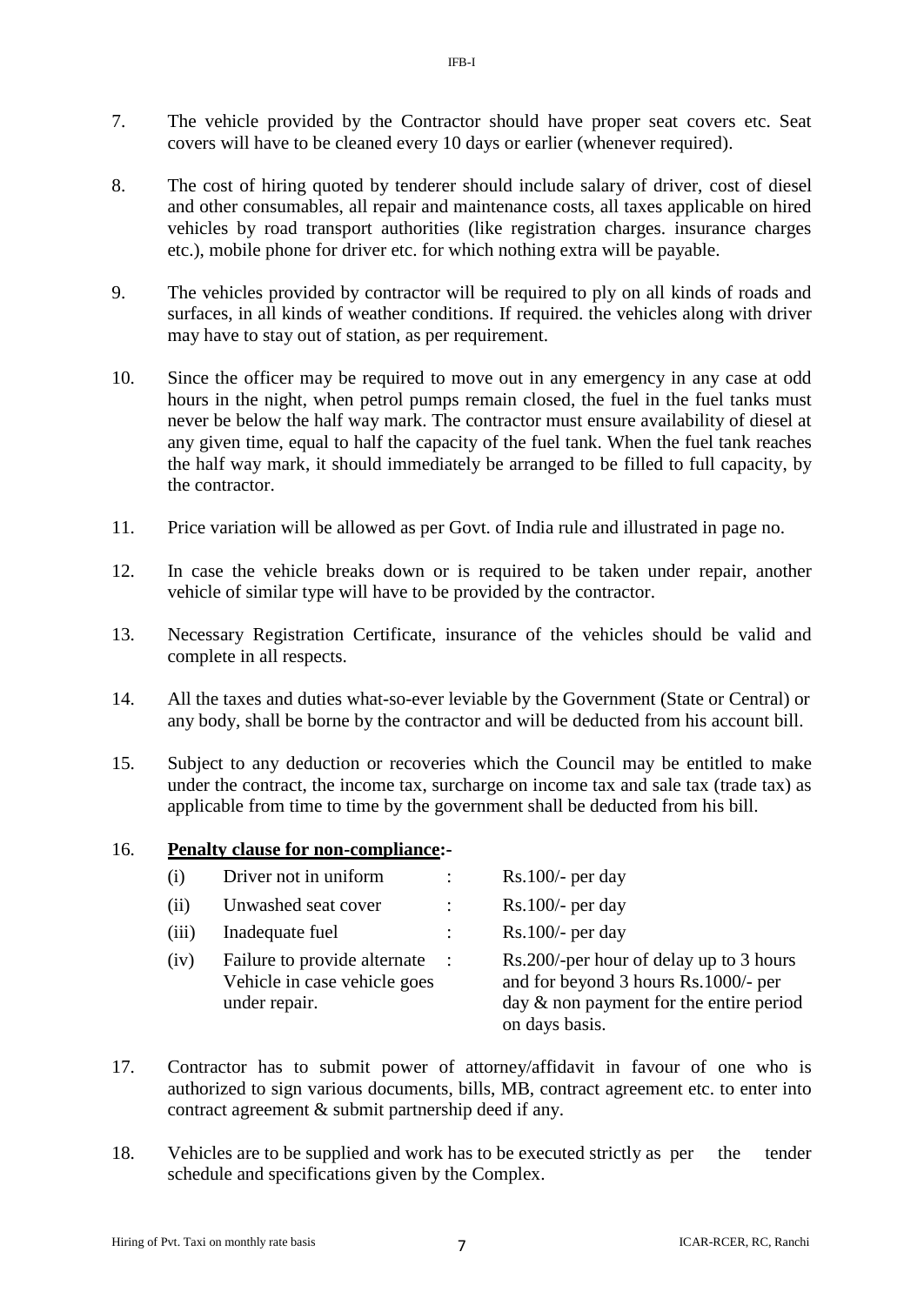7. The vehicle provided by the Contractor should have proper seat covers etc. Seat covers will have to be cleaned every 10 days or earlier (whenever required).

8. The cost of hiring quoted by tenderer should include salary of driver, cost of diesel and other consumables, all repair and maintenance costs, all taxes applicable on hired vehicles by road transport authorities (like registration charges. insurance charges etc.), mobile phone for driver etc. for which nothing extra will be payable.

9. The vehicles provided by contractor will be required to ply on all kinds of roads and surfaces, in all kinds of weather conditions. If required. the vehicles along with driver may have to stay out of station, as per requirement.

10. Since the officer may be required to move out in any emergency in any case at odd hours in the night, when petrol pumps remain closed, the fuel in the fuel tanks must never be below the half way mark. The contractor must ensure availability of diesel at any given time, equal to half the capacity of the fuel tank. When the fuel tank reaches the half way mark, it should immediately be arranged to be filled to full capacity, by the contractor.

11. Price variation will be allowed as per Govt. of India rule and illustrated in page no.

12. In case the vehicle breaks down or is required to be taken under repair, another vehicle of similar type will have to be provided by the contractor.

13. Necessary Registration Certificate, insurance of the vehicles should be valid and complete in all respects.

14. All the taxes and duties what-so-ever leviable by the Government (State or Central) or any body, shall be borne by the contractor and will be deducted from his account bill.

15. Subject to any deduction or recoveries which the Council may be entitled to make under the contract, the income tax, surcharge on income tax and sale tax (trade tax) as applicable from time to time by the government shall be deducted from his bill.

16. **Penalty clause for non-compliance:-**

| | | | |
|---|---|---|---|
| (i) | Driver not in uniform | : | Rs.100/- per day |
| (ii) | Unwashed seat cover | : | Rs.100/- per day |
| (iii) | Inadequate fuel | : | Rs.100/- per day |
| (iv) | Failure to provide alternate Vehicle in case vehicle goes under repair. | : | Rs.200/-per hour of delay up to 3 hours and for beyond 3 hours Rs.1000/- per day & non payment for the entire period on days basis. |

17. Contractor has to submit power of attorney/affidavit in favour of one who is authorized to sign various documents, bills, MB, contract agreement etc. to enter into contract agreement & submit partnership deed if any.

18. Vehicles are to be supplied and work has to be executed strictly as per the tender schedule and specifications given by the Complex.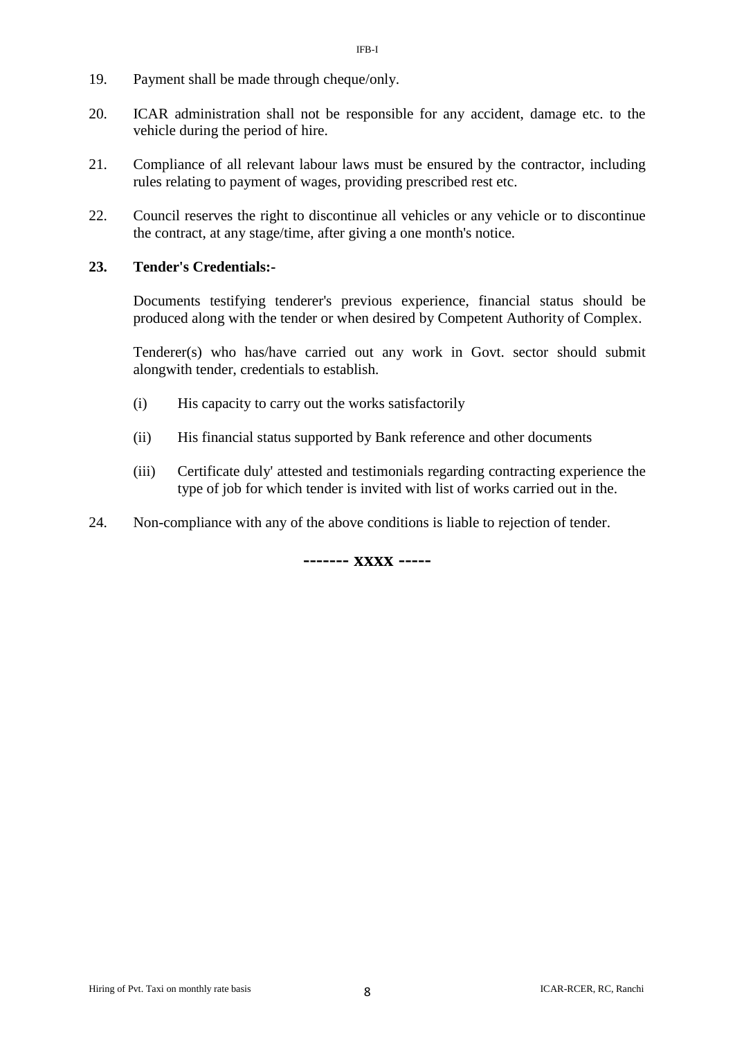19. Payment shall be made through cheque/only.

20. ICAR administration shall not be responsible for any accident, damage etc. to the vehicle during the period of hire.

21. Compliance of all relevant labour laws must be ensured by the contractor, including rules relating to payment of wages, providing prescribed rest etc.

22. Council reserves the right to discontinue all vehicles or any vehicle or to discontinue the contract, at any stage/time, after giving a one month's notice.

**23. Tender's Credentials:-**

Documents testifying tenderer's previous experience, financial status should be produced along with the tender or when desired by Competent Authority of Complex.

Tenderer(s) who has/have carried out any work in Govt. sector should submit alongwith tender, credentials to establish.

(i) His capacity to carry out the works satisfactorily

(ii) His financial status supported by Bank reference and other documents

(iii) Certificate duly' attested and testimonials regarding contracting experience the type of job for which tender is invited with list of works carried out in the.

24. Non-compliance with any of the above conditions is liable to rejection of tender.

**------- xxxx -----**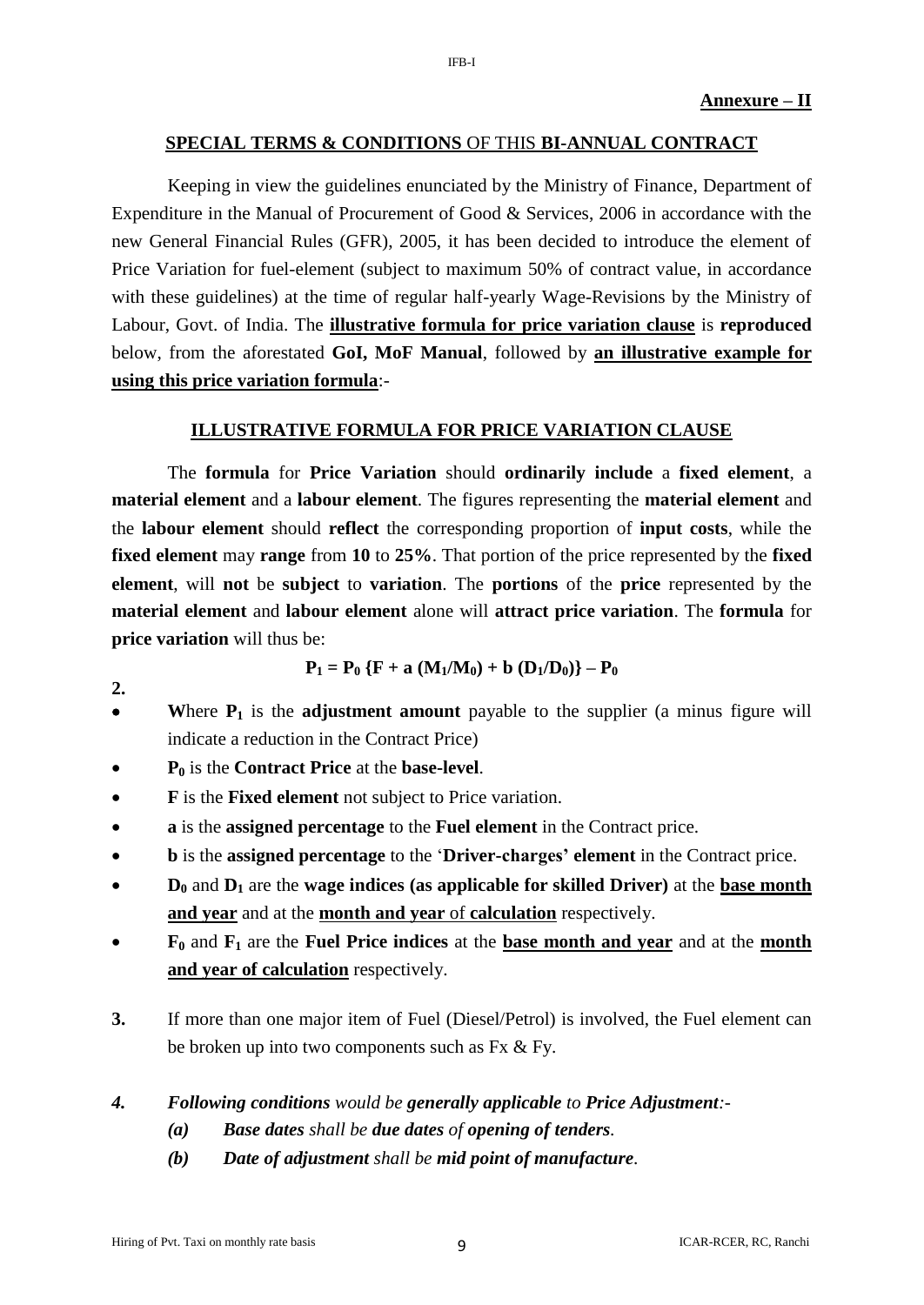**Annexure – II**

## **SPECIAL TERMS & CONDITIONS** OF THIS **BI-ANNUAL CONTRACT**

Keeping in view the guidelines enunciated by the Ministry of Finance, Department of Expenditure in the Manual of Procurement of Good & Services, 2006 in accordance with the new General Financial Rules (GFR), 2005, it has been decided to introduce the element of Price Variation for fuel-element (subject to maximum 50% of contract value, in accordance with these guidelines) at the time of regular half-yearly Wage-Revisions by the Ministry of Labour, Govt. of India. The **illustrative formula for price variation clause** is **reproduced** below, from the aforestated **GoI, MoF Manual**, followed by **an illustrative example for using this price variation formula**:-

## **ILLUSTRATIVE FORMULA FOR PRICE VARIATION CLAUSE**

The **formula** for **Price Variation** should **ordinarily include** a **fixed element**, a **material element** and a **labour element**. The figures representing the **material element** and the **labour element** should **reflect** the corresponding proportion of **input costs**, while the **fixed element** may **range** from **10** to **25%**. That portion of the price represented by the **fixed element**, will **not** be **subject** to **variation**. The **portions** of the **price** represented by the **material element** and **labour element** alone will **attract price variation**. The **formula** for **price variation** will thus be:

$$P_1 = P_0 \{F + a (M_1/M_0) + b (D_1/D_0)\} - P_0$$

**2.**

- **W**here $P_1$ is the **adjustment amount** payable to the supplier (a minus figure will indicate a reduction in the Contract Price)
- $P_0$ is the **Contract Price** at the **base-level**.
- **F** is the **Fixed element** not subject to Price variation.
- **a** is the **assigned percentage** to the **Fuel element** in the Contract price.
- **b** is the **assigned percentage** to the '**Driver-charges' element** in the Contract price.
- $D_0$ and $D_1$ are the **wage indices (as applicable for skilled Driver)** at the **base month and year** and at the **month and year** of **calculation** respectively.
- $F_0$ and $F_1$ are the **Fuel Price indices** at the **base month and year** and at the **month and year of calculation** respectively.

**3.** If more than one major item of Fuel (Diesel/Petrol) is involved, the Fuel element can be broken up into two components such as Fx & Fy.

***4.*** ***Following conditions** would be **generally applicable** to **Price Adjustment**:-*

*(a)* ***Base dates** shall be **due dates** of **opening of tenders**.*

*(b)* ***Date of adjustment** shall be **mid point of manufacture**.*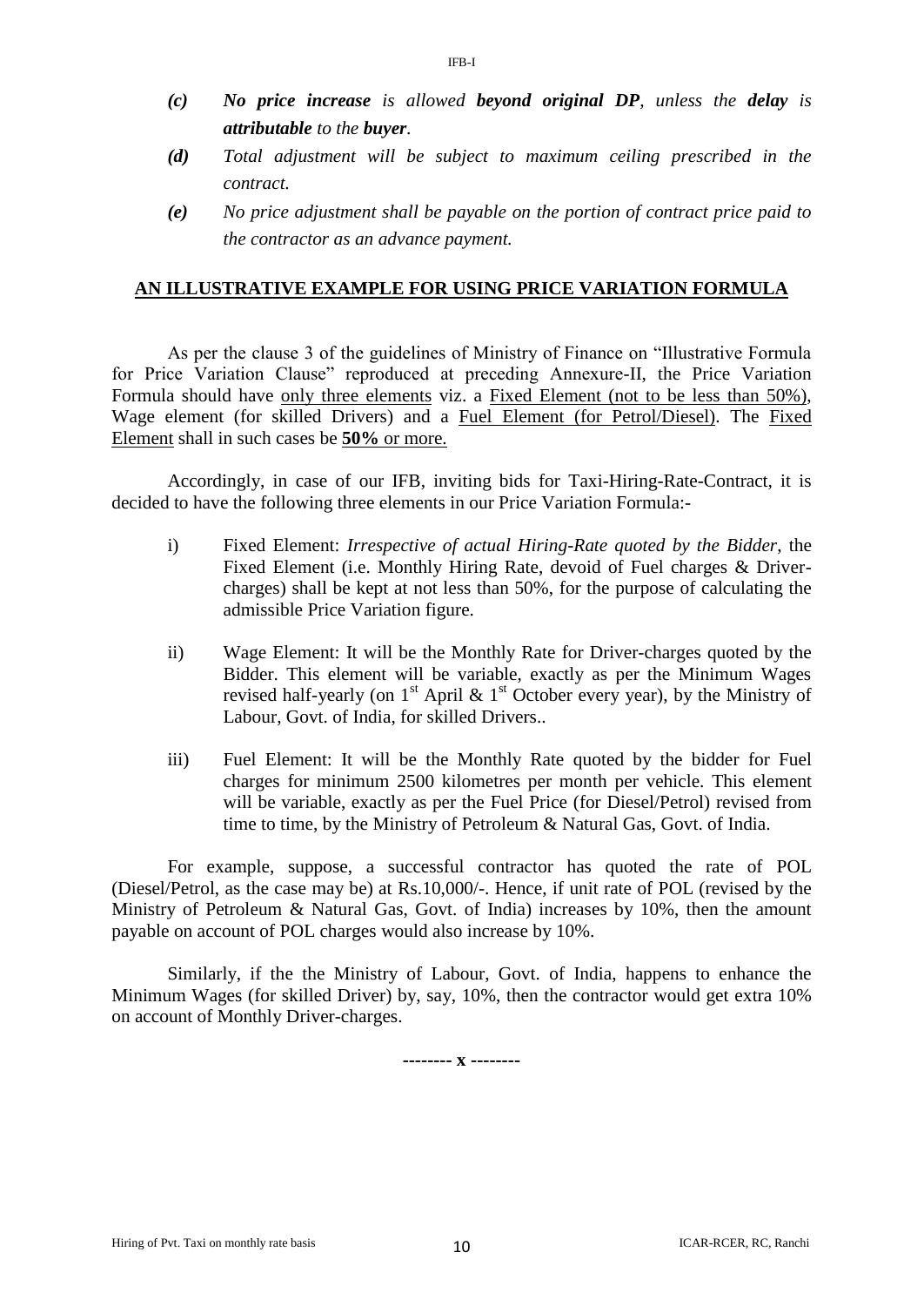*(c)* ***No price increase** is allowed **beyond original DP**, unless the **delay** is **attributable** to the **buyer**.*

*(d)* *Total adjustment will be subject to maximum ceiling prescribed in the contract.*

*(e)* *No price adjustment shall be payable on the portion of contract price paid to the contractor as an advance payment.*

## AN ILLUSTRATIVE EXAMPLE FOR USING PRICE VARIATION FORMULA

As per the clause 3 of the guidelines of Ministry of Finance on "Illustrative Formula for Price Variation Clause" reproduced at preceding Annexure-II, the Price Variation Formula should have only three elements viz. a Fixed Element (not to be less than 50%), Wage element (for skilled Drivers) and a Fuel Element (for Petrol/Diesel). The Fixed Element shall in such cases be **50%** or more.

Accordingly, in case of our IFB, inviting bids for Taxi-Hiring-Rate-Contract, it is decided to have the following three elements in our Price Variation Formula:-

i) Fixed Element: *Irrespective of actual Hiring-Rate quoted by the Bidder*, the Fixed Element (i.e. Monthly Hiring Rate, devoid of Fuel charges & Driver-charges) shall be kept at not less than 50%, for the purpose of calculating the admissible Price Variation figure.

ii) Wage Element: It will be the Monthly Rate for Driver-charges quoted by the Bidder. This element will be variable, exactly as per the Minimum Wages revised half-yearly (on 1st April & 1st October every year), by the Ministry of Labour, Govt. of India, for skilled Drivers..

iii) Fuel Element: It will be the Monthly Rate quoted by the bidder for Fuel charges for minimum 2500 kilometres per month per vehicle. This element will be variable, exactly as per the Fuel Price (for Diesel/Petrol) revised from time to time, by the Ministry of Petroleum & Natural Gas, Govt. of India.

For example, suppose, a successful contractor has quoted the rate of POL (Diesel/Petrol, as the case may be) at Rs.10,000/-. Hence, if unit rate of POL (revised by the Ministry of Petroleum & Natural Gas, Govt. of India) increases by 10%, then the amount payable on account of POL charges would also increase by 10%.

Similarly, if the the Ministry of Labour, Govt. of India, happens to enhance the Minimum Wages (for skilled Driver) by, say, 10%, then the contractor would get extra 10% on account of Monthly Driver-charges.

-------- x --------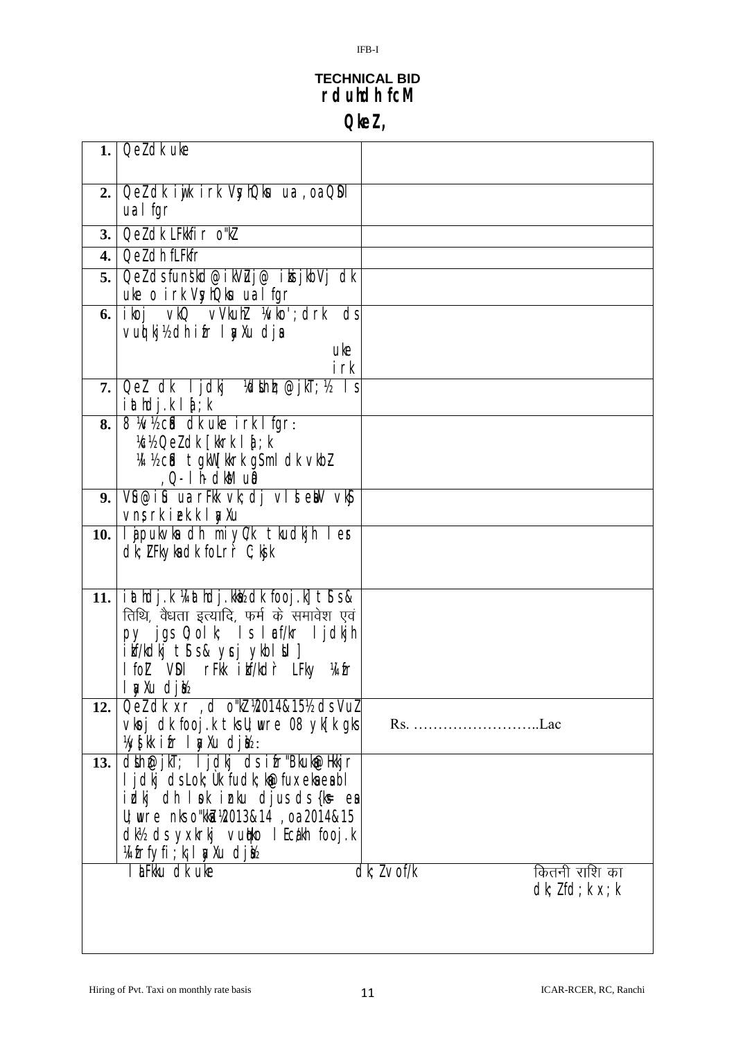IFB-I

# TECHNICAL BID
# rduhdh fcM
## QkeZ,

| | | |
|---|---|---|
| **1.** | QeZ dk uke | |
| **2.** | QeZ dk iwjk irk VsyhQksu ua ,oa QSDl ua lfgr | |
| **3.** | QeZ dk LFkkfir o"kZ | |
| **4.** | QeZ dh fLFkfr | |
| **5.** | QeZ ds funs'kd@ikVZuj@ iksizkbVj dk uke o irk VsyhQksu ua lfgr | |
| **6.** | ikoj vkQ vVkuhZ ¼vko';drk ds vuqlkj½ dh izfr layXu djsa<br>uke<br>irk | |
| **7.** | QeZ dk ljdkj ¼dsUnzh;@jkT;½ ls iathdj.k la[;k | |
| **8.** | 8 ¼v½cSad dk uke irk lfgr:<br>¼c½ QeZ dk [kkrk la[;k<br>¼l½cSad tgkW [kkrk gS mldk vkbZ ,Q-lh- dksM ua0 | |
| **9.** | VSu@iSu ua rFkk vk;dj vlsleasV vkns vns;rk izek.k layXu | |
| **10.** | lsapukvksa dh miyC/k tkudkjh lesr dk;ZFkyksa dk foLr`r C;ksjk | |
| **11.** | iathdj.k ¼iathdj.kksa½ dk fooj.k] tSls& तिथि, वैधता इत्यादि, फर्म के समावेश एवं py jgs Q;olk; ls lacaf/kr ljdkjh izkf/kdj tSls& yscj ykbZlsal] lfoZl VSDl rFkk izkf/kdr̀ LFky ¼izfr layXu djsa½ | |
| **12.** | QeZ dk xr ,d o"kZ ¼2014&15½ ds VuZ vksoj dk fooj.k tks U;wure 08 yk[k gks ¼y§[kk izfr layXu djsa½: | Rs. ……………………..Lac |
| **13.** | dsUnz@jkT; ljdkj ds izfr"Bkuksa@Hkkjr ljdkj ds Lok;Ùk fudk;ksa@ fuxeksa esa bl izdkj dh lsok iznku djus ds {ks= esa U;wure nks o"kksZ ¼2013&14 ,oa 2014&15 dk½ ds yxkrkj vuqHko lEcU/kh fooj.k ¼izfr layXu djsa½ | |

| laLFkku dk uke | dk;Zvof/k | कितनी राशि का dk;Zfd;k x;k |
|---|---|---|
| | | |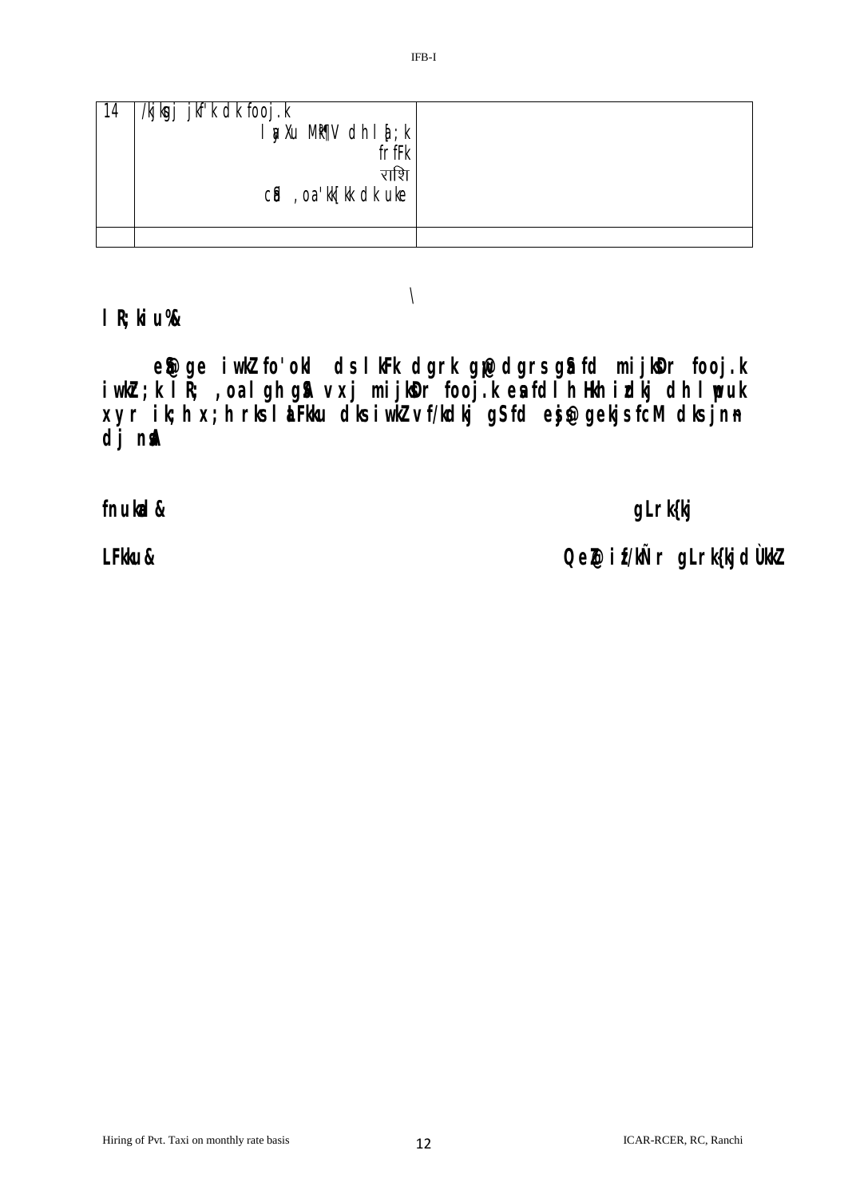| 14 | /kjksj jkf'k dk fooj.k<br>lEcfU/kr MªkQV dh la[;k<br>frfFk<br>राशि<br>cSad ,oa 'kk[kk dk uke | |
|---|---|---|
| | | |

\

**lR;kiu%&**

**eSa@ge iw.kZ fo'okl ds lkFk dgrk gwa@dgrs gSa fd mijksDr fooj.k iw.kZ;k lR; ,oa lgh gSA vxj mijksDr fooj.k esa fdlh Hkh izdkj dh lwpuk xyr ik;h x;h rks laLFkku dks iw.kZ vf/kdkj gS fd eq>s@gekjs fcM dks jn~n dj nsaA**

**fnukad&** **gLrk{kj**

**LFkku&** **QeZ@izk/kÑr gLrk{kjdÙkkZ**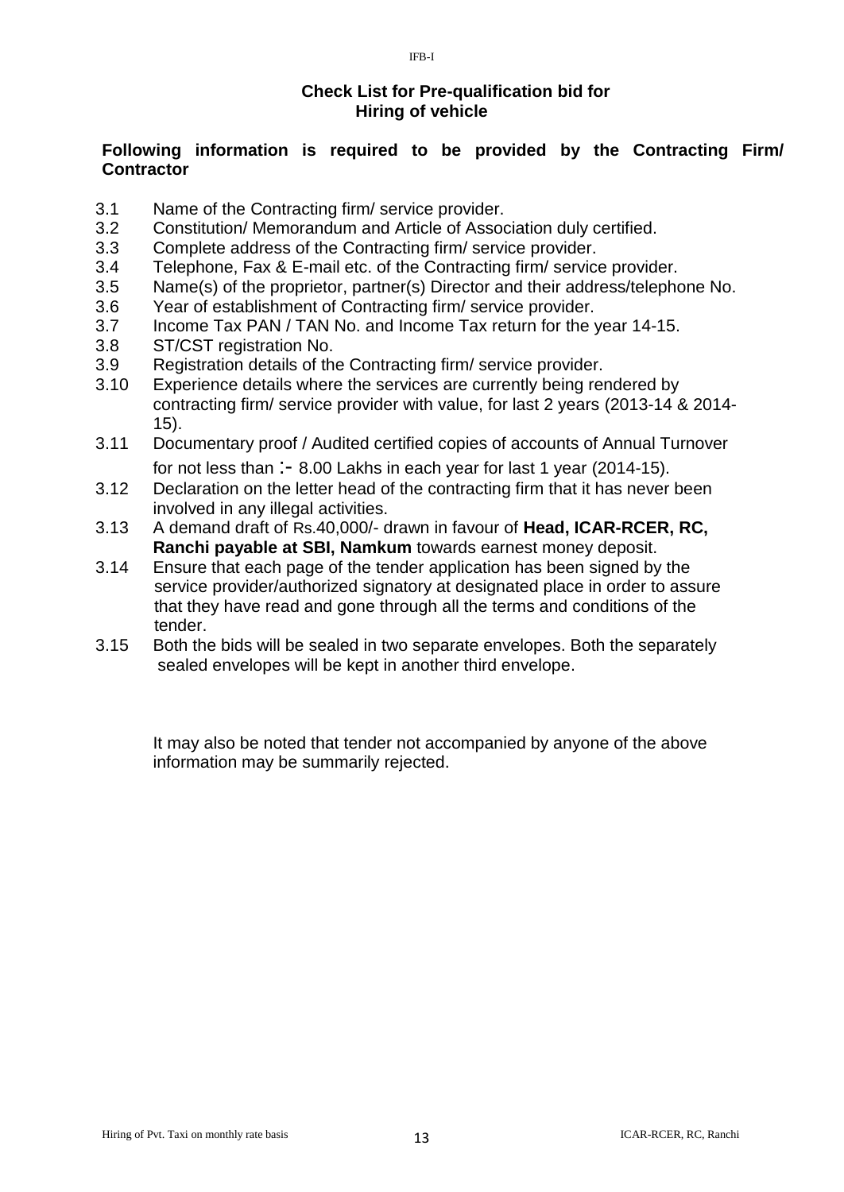IFB-I

## Check List for Pre-qualification bid for Hiring of vehicle

**Following information is required to be provided by the Contracting Firm/ Contractor**

3.1 Name of the Contracting firm/ service provider.

3.2 Constitution/ Memorandum and Article of Association duly certified.

3.3 Complete address of the Contracting firm/ service provider.

3.4 Telephone, Fax & E-mail etc. of the Contracting firm/ service provider.

3.5 Name(s) of the proprietor, partner(s) Director and their address/telephone No.

3.6 Year of establishment of Contracting firm/ service provider.

3.7 Income Tax PAN / TAN No. and Income Tax return for the year 14-15.

3.8 ST/CST registration No.

3.9 Registration details of the Contracting firm/ service provider.

3.10 Experience details where the services are currently being rendered by contracting firm/ service provider with value, for last 2 years (2013-14 & 2014-15).

3.11 Documentary proof / Audited certified copies of accounts of Annual Turnover for not less than :- 8.00 Lakhs in each year for last 1 year (2014-15).

3.12 Declaration on the letter head of the contracting firm that it has never been involved in any illegal activities.

3.13 A demand draft of Rs.40,000/- drawn in favour of **Head, ICAR-RCER, RC, Ranchi payable at SBI, Namkum** towards earnest money deposit.

3.14 Ensure that each page of the tender application has been signed by the service provider/authorized signatory at designated place in order to assure that they have read and gone through all the terms and conditions of the tender.

3.15 Both the bids will be sealed in two separate envelopes. Both the separately sealed envelopes will be kept in another third envelope.

It may also be noted that tender not accompanied by anyone of the above information may be summarily rejected.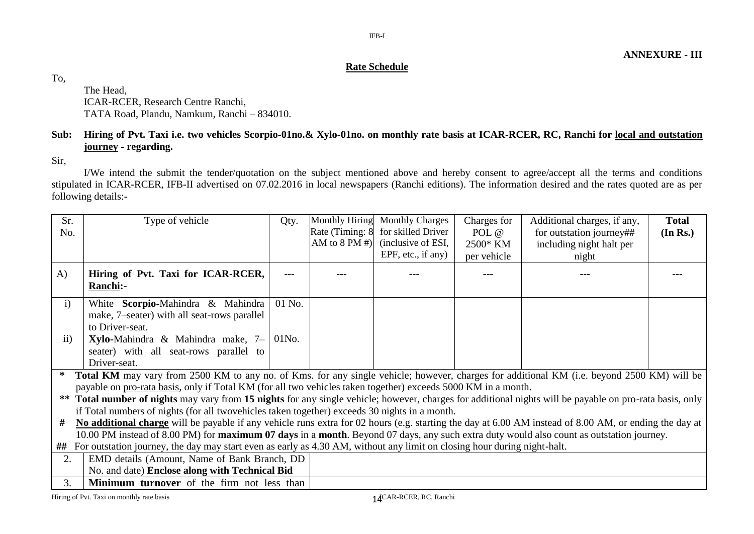**ANNEXURE - III**

## Rate Schedule

To,

The Head,
ICAR-RCER, Research Centre Ranchi,
TATA Road, Plandu, Namkum, Ranchi – 834010.

**Sub: Hiring of Pvt. Taxi i.e. two vehicles Scorpio-01no.& Xylo-01no. on monthly rate basis at ICAR-RCER, RC, Ranchi for local and outstation journey - regarding.**

Sir,

I/We intend the submit the tender/quotation on the subject mentioned above and hereby consent to agree/accept all the terms and conditions stipulated in ICAR-RCER, IFB-II advertised on 07.02.2016 in local newspapers (Ranchi editions). The information desired and the rates quoted are as per following details:-

| Sr. No. | Type of vehicle | Qty. | Monthly Hiring Rate (Timing: 8 AM to 8 PM #) | Monthly Charges for skilled Driver (inclusive of ESI, EPF, etc., if any) | Charges for POL @ 2500* KM per vehicle | Additional charges, if any, for outstation journey## including night halt per night | **Total (In Rs.)** |
|---|---|---|---|---|---|---|---|
| A) | **Hiring of Pvt. Taxi for ICAR-RCER, Ranchi:-** | --- | --- | --- | --- | --- | --- |
| i) | White **Scorpio**-Mahindra & Mahindra make, 7–seater) with all seat-rows parallel to Driver-seat. | 01 No. | | | | | |
| ii) | **Xylo**-Mahindra & Mahindra make, 7–seater) with all seat-rows parallel to Driver-seat. | 01No. | | | | | |

\* **Total KM** may vary from 2500 KM to any no. of Kms. for any single vehicle; however, charges for additional KM (i.e. beyond 2500 KM) will be payable on pro-rata basis, only if Total KM (for all two vehicles taken together) exceeds 5000 KM in a month.

\*\* **Total number of nights** may vary from **15 nights** for any single vehicle; however, charges for additional nights will be payable on pro-rata basis, only if Total numbers of nights (for all twovehicles taken together) exceeds 30 nights in a month.

\# **No additional charge** will be payable if any vehicle runs extra for 02 hours (e.g. starting the day at 6.00 AM instead of 8.00 AM, or ending the day at 10.00 PM instead of 8.00 PM) for **maximum 07 days** in a **month**. Beyond 07 days, any such extra duty would also count as outstation journey.

\#\# For outstation journey, the day may start even as early as 4.30 AM, without any limit on closing hour during night-halt.

| | | |
|---|---|---|
| 2. | EMD details (Amount, Name of Bank Branch, DD No. and date) **Enclose along with Technical Bid** | |
| 3. | **Minimum turnover** of the firm not less than | |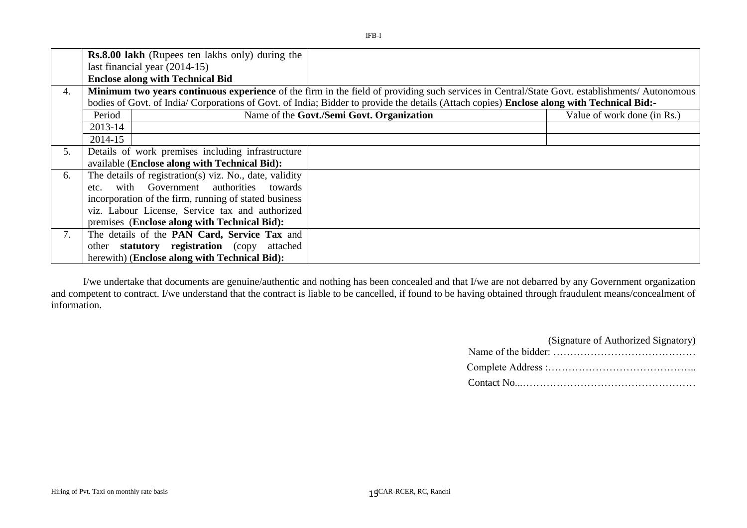| | | |
|---|---|---|
| | **Rs.8.00 lakh** (Rupees ten lakhs only) during the last financial year (2014-15) **Enclose along with Technical Bid** | |
| 4. | **Minimum two years continuous experience** of the firm in the field of providing such services in Central/State Govt. establishments/ Autonomous bodies of Govt. of India/ Corporations of Govt. of India; Bidder to provide the details (Attach copies) **Enclose along with Technical Bid:-** | |
| | Period | Name of the **Govt./Semi Govt. Organization** | Value of work done (in Rs.) |
| | 2013-14 | | |
| | 2014-15 | | |
| 5. | Details of work premises including infrastructure available (**Enclose along with Technical Bid):** | |
| 6. | The details of registration(s) viz. No., date, validity etc. with Government authorities towards incorporation of the firm, running of stated business viz. Labour License, Service tax and authorized premises (**Enclose along with Technical Bid):** | |
| 7. | The details of the **PAN Card, Service Tax** and other **statutory registration** (copy attached herewith) (**Enclose along with Technical Bid):** | |

I/we undertake that documents are genuine/authentic and nothing has been concealed and that I/we are not debarred by any Government organization and competent to contract. I/we understand that the contract is liable to be cancelled, if found to be having obtained through fraudulent means/concealment of information.

(Signature of Authorized Signatory)

Name of the bidder: ……………………………………

Complete Address :……………………………………..

Contact No...……………………………………………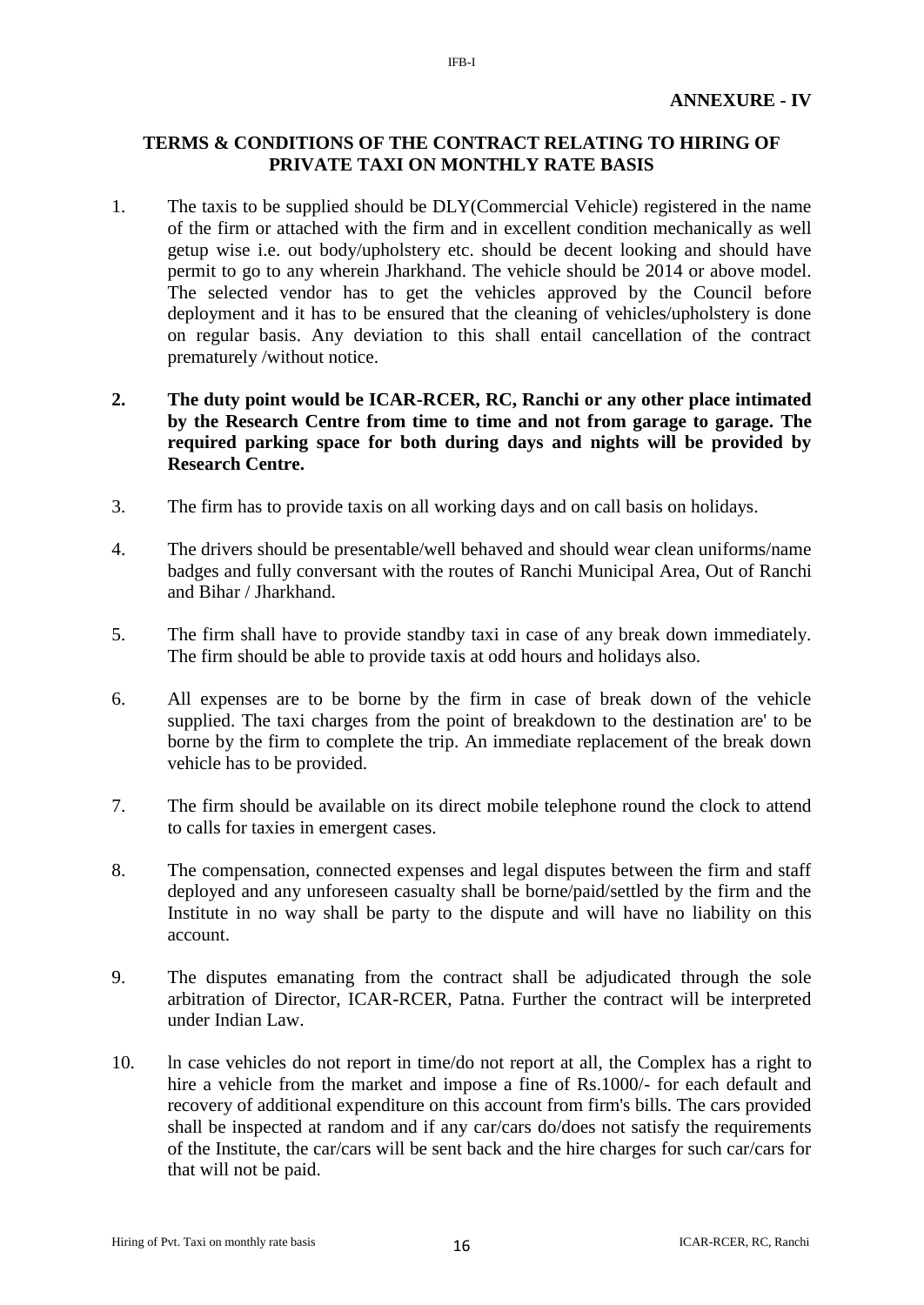**ANNEXURE - IV**

## TERMS & CONDITIONS OF THE CONTRACT RELATING TO HIRING OF PRIVATE TAXI ON MONTHLY RATE BASIS

1. The taxis to be supplied should be DLY(Commercial Vehicle) registered in the name of the firm or attached with the firm and in excellent condition mechanically as well getup wise i.e. out body/upholstery etc. should be decent looking and should have permit to go to any wherein Jharkhand. The vehicle should be 2014 or above model. The selected vendor has to get the vehicles approved by the Council before deployment and it has to be ensured that the cleaning of vehicles/upholstery is done on regular basis. Any deviation to this shall entail cancellation of the contract prematurely /without notice.

2. **The duty point would be ICAR-RCER, RC, Ranchi or any other place intimated by the Research Centre from time to time and not from garage to garage. The required parking space for both during days and nights will be provided by Research Centre.**

3. The firm has to provide taxis on all working days and on call basis on holidays.

4. The drivers should be presentable/well behaved and should wear clean uniforms/name badges and fully conversant with the routes of Ranchi Municipal Area, Out of Ranchi and Bihar / Jharkhand.

5. The firm shall have to provide standby taxi in case of any break down immediately. The firm should be able to provide taxis at odd hours and holidays also.

6. All expenses are to be borne by the firm in case of break down of the vehicle supplied. The taxi charges from the point of breakdown to the destination are' to be borne by the firm to complete the trip. An immediate replacement of the break down vehicle has to be provided.

7. The firm should be available on its direct mobile telephone round the clock to attend to calls for taxies in emergent cases.

8. The compensation, connected expenses and legal disputes between the firm and staff deployed and any unforeseen casualty shall be borne/paid/settled by the firm and the Institute in no way shall be party to the dispute and will have no liability on this account.

9. The disputes emanating from the contract shall be adjudicated through the sole arbitration of Director, ICAR-RCER, Patna. Further the contract will be interpreted under Indian Law.

10. ln case vehicles do not report in time/do not report at all, the Complex has a right to hire a vehicle from the market and impose a fine of Rs.1000/- for each default and recovery of additional expenditure on this account from firm's bills. The cars provided shall be inspected at random and if any car/cars do/does not satisfy the requirements of the Institute, the car/cars will be sent back and the hire charges for such car/cars for that will not be paid.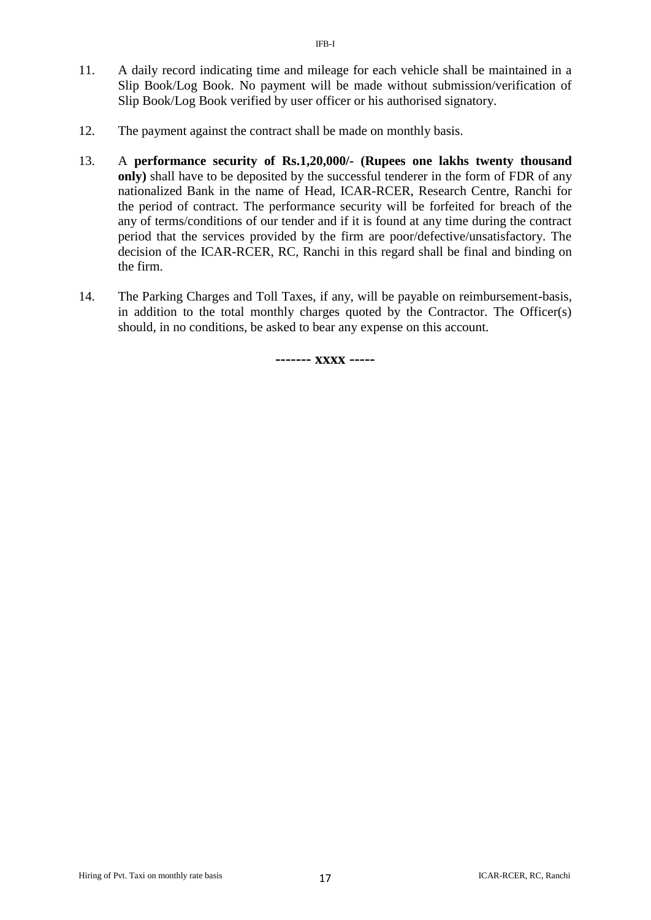11. A daily record indicating time and mileage for each vehicle shall be maintained in a Slip Book/Log Book. No payment will be made without submission/verification of Slip Book/Log Book verified by user officer or his authorised signatory.

12. The payment against the contract shall be made on monthly basis.

13. A **performance security of Rs.1,20,000/- (Rupees one lakhs twenty thousand only)** shall have to be deposited by the successful tenderer in the form of FDR of any nationalized Bank in the name of Head, ICAR-RCER, Research Centre, Ranchi for the period of contract. The performance security will be forfeited for breach of the any of terms/conditions of our tender and if it is found at any time during the contract period that the services provided by the firm are poor/defective/unsatisfactory. The decision of the ICAR-RCER, RC, Ranchi in this regard shall be final and binding on the firm.

14. The Parking Charges and Toll Taxes, if any, will be payable on reimbursement-basis, in addition to the total monthly charges quoted by the Contractor. The Officer(s) should, in no conditions, be asked to bear any expense on this account.

**------- xxxx -----**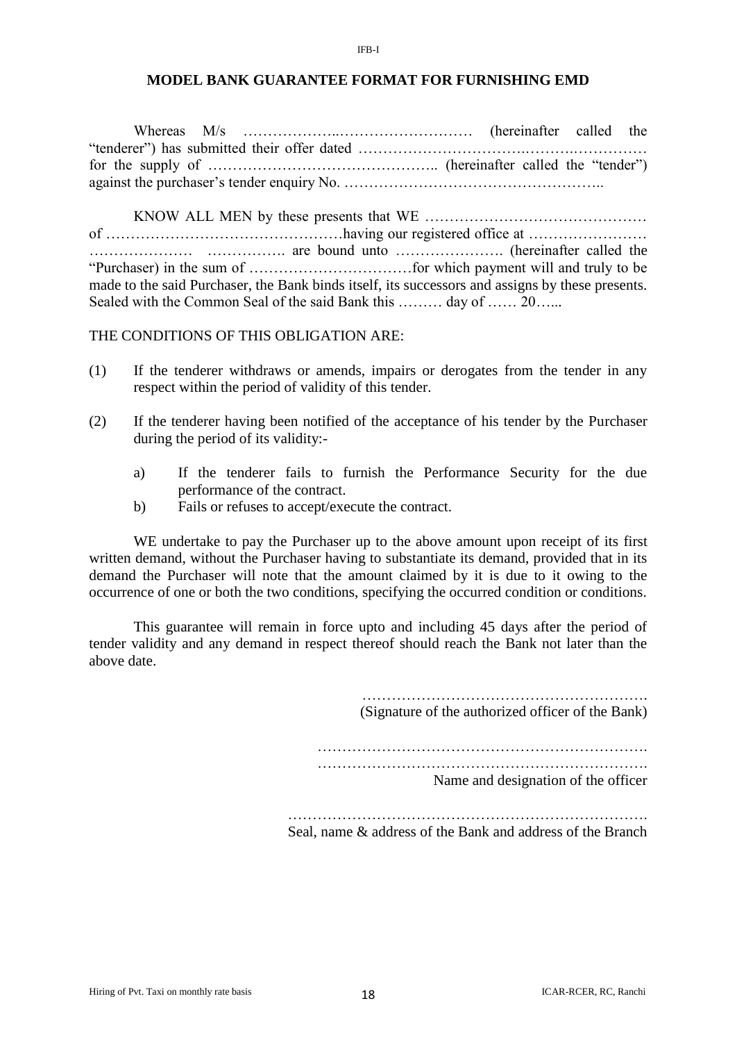IFB-I

## MODEL BANK GUARANTEE FORMAT FOR FURNISHING EMD

Whereas M/s ………………..……………………… (hereinafter called the "tenderer") has submitted their offer dated ……………………………….…….……………. for the supply of ……………………………………….. (hereinafter called the "tender") against the purchaser's tender enquiry No. ……………………………………………..

KNOW ALL MEN by these presents that WE ……………………………………… of …………………………………………having our registered office at …………………… ………………… ……………. are bound unto …………………. (hereinafter called the "Purchaser) in the sum of ……………………………for which payment will and truly to be made to the said Purchaser, the Bank binds itself, its successors and assigns by these presents. Sealed with the Common Seal of the said Bank this ……… day of …… 20…...

THE CONDITIONS OF THIS OBLIGATION ARE:

(1) If the tenderer withdraws or amends, impairs or derogates from the tender in any respect within the period of validity of this tender.

(2) If the tenderer having been notified of the acceptance of his tender by the Purchaser during the period of its validity:-

  a) If the tenderer fails to furnish the Performance Security for the due performance of the contract.
  b) Fails or refuses to accept/execute the contract.

WE undertake to pay the Purchaser up to the above amount upon receipt of its first written demand, without the Purchaser having to substantiate its demand, provided that in its demand the Purchaser will note that the amount claimed by it is due to it owing to the occurrence of one or both the two conditions, specifying the occurred condition or conditions.

This guarantee will remain in force upto and including 45 days after the period of tender validity and any demand in respect thereof should reach the Bank not later than the above date.

………………………………………………….
(Signature of the authorized officer of the Bank)

………………………………………………………….
………………………………………………………….
Name and designation of the officer

……………………………………………………………….
Seal, name & address of the Bank and address of the Branch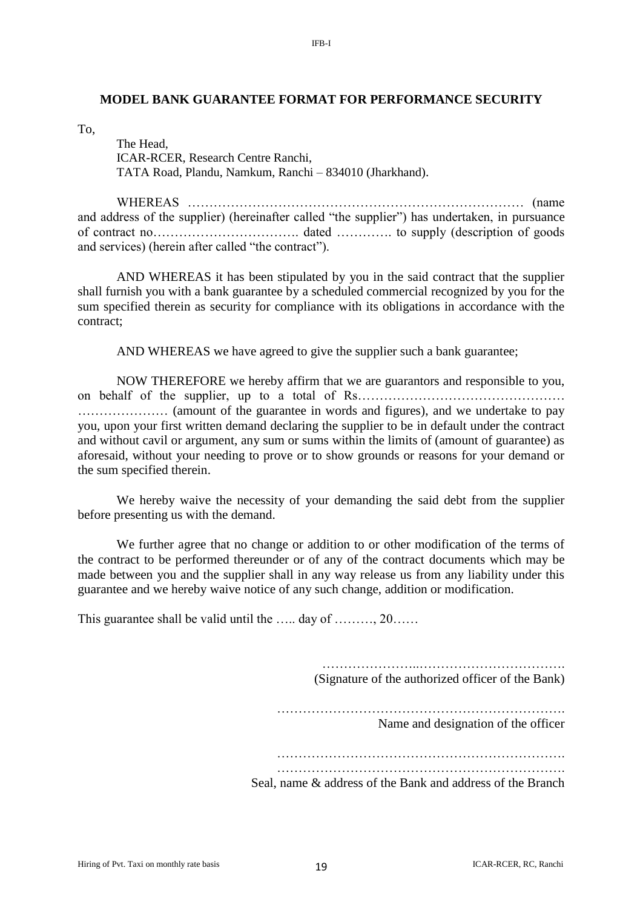## MODEL BANK GUARANTEE FORMAT FOR PERFORMANCE SECURITY

To,

The Head,
ICAR-RCER, Research Centre Ranchi,
TATA Road, Plandu, Namkum, Ranchi – 834010 (Jharkhand).

WHEREAS …………………………………………………………………… (name and address of the supplier) (hereinafter called "the supplier") has undertaken, in pursuance of contract no……………………………. dated …………. to supply (description of goods and services) (herein after called "the contract").

AND WHEREAS it has been stipulated by you in the said contract that the supplier shall furnish you with a bank guarantee by a scheduled commercial recognized by you for the sum specified therein as security for compliance with its obligations in accordance with the contract;

AND WHEREAS we have agreed to give the supplier such a bank guarantee;

NOW THEREFORE we hereby affirm that we are guarantors and responsible to you, on behalf of the supplier, up to a total of Rs………………………………………… ………………… (amount of the guarantee in words and figures), and we undertake to pay you, upon your first written demand declaring the supplier to be in default under the contract and without cavil or argument, any sum or sums within the limits of (amount of guarantee) as aforesaid, without your needing to prove or to show grounds or reasons for your demand or the sum specified therein.

We hereby waive the necessity of your demanding the said debt from the supplier before presenting us with the demand.

We further agree that no change or addition to or other modification of the terms of the contract to be performed thereunder or of any of the contract documents which may be made between you and the supplier shall in any way release us from any liability under this guarantee and we hereby waive notice of any such change, addition or modification.

This guarantee shall be valid until the ….. day of ………, 20……

………………….……………………………….
(Signature of the authorized officer of the Bank)

………………………………………………………….
Name and designation of the officer

………………………………………………………….
………………………………………………………….
Seal, name & address of the Bank and address of the Branch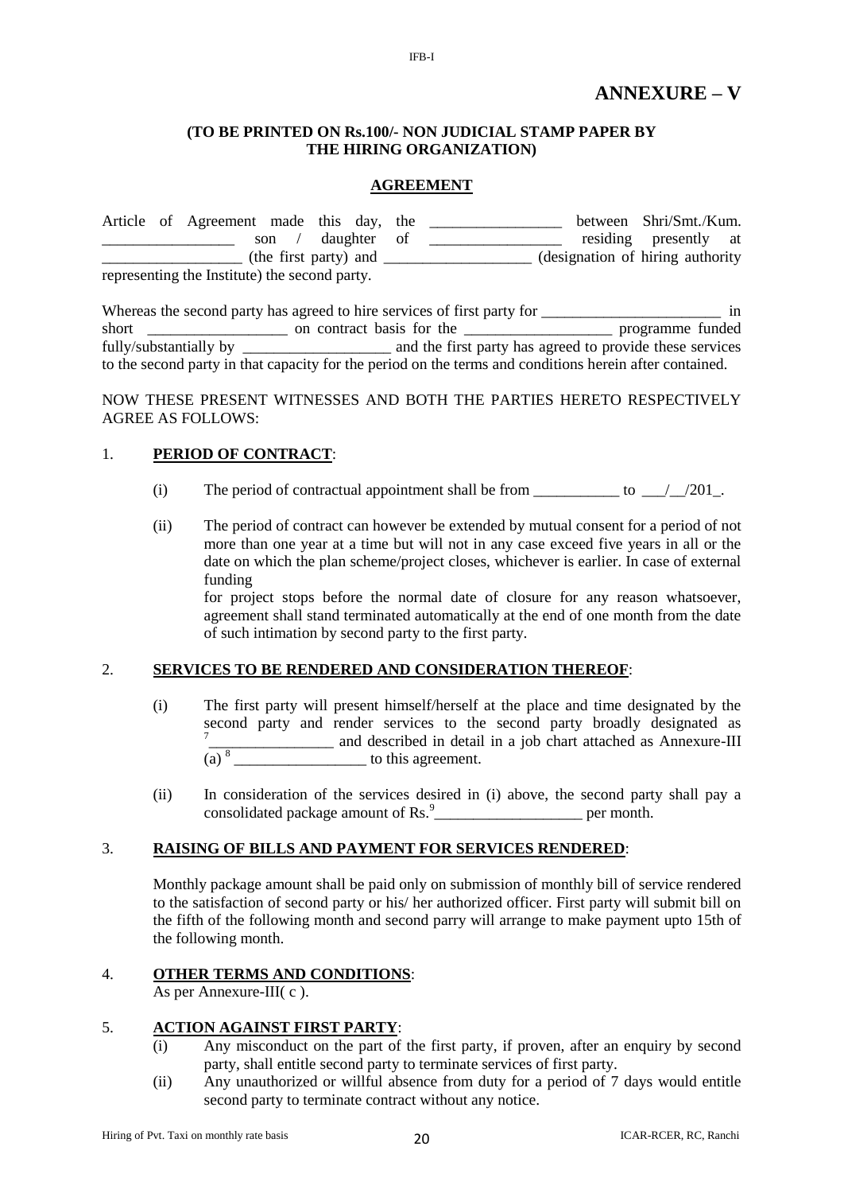# ANNEXURE – V

**(TO BE PRINTED ON Rs.100/- NON JUDICIAL STAMP PAPER BY THE HIRING ORGANIZATION)**

**AGREEMENT**

Article of Agreement made this day, the ________________ between Shri/Smt./Kum. ________________ son / daughter of ________________ residing presently at _________________ (the first party) and __________________ (designation of hiring authority representing the Institute) the second party.

Whereas the second party has agreed to hire services of first party for ______________________ in short _________________ on contract basis for the __________________ programme funded fully/substantially by __________________ and the first party has agreed to provide these services to the second party in that capacity for the period on the terms and conditions herein after contained.

NOW THESE PRESENT WITNESSES AND BOTH THE PARTIES HERETO RESPECTIVELY AGREE AS FOLLOWS:

1. **PERIOD OF CONTRACT**:

   (i) The period of contractual appointment shall be from ___________ to ___/__/201_.

   (ii) The period of contract can however be extended by mutual consent for a period of not more than one year at a time but will not in any case exceed five years in all or the date on which the plan scheme/project closes, whichever is earlier. In case of external funding for project stops before the normal date of closure for any reason whatsoever, agreement shall stand terminated automatically at the end of one month from the date of such intimation by second party to the first party.

2. **SERVICES TO BE RENDERED AND CONSIDERATION THEREOF**:

   (i) The first party will present himself/herself at the place and time designated by the second party and render services to the second party broadly designated as [7]________________ and described in detail in a job chart attached as Annexure-III (a) [8] ________________ to this agreement.

   (ii) In consideration of the services desired in (i) above, the second party shall pay a consolidated package amount of Rs.[9]__________________ per month.

3. **RAISING OF BILLS AND PAYMENT FOR SERVICES RENDERED**:

   Monthly package amount shall be paid only on submission of monthly bill of service rendered to the satisfaction of second party or his/ her authorized officer. First party will submit bill on the fifth of the following month and second parry will arrange to make payment upto 15th of the following month.

4. **OTHER TERMS AND CONDITIONS**:
   As per Annexure-III( c ).

5. **ACTION AGAINST FIRST PARTY**:

   (i) Any misconduct on the part of the first party, if proven, after an enquiry by second party, shall entitle second party to terminate services of first party.

   (ii) Any unauthorized or willful absence from duty for a period of 7 days would entitle second party to terminate contract without any notice.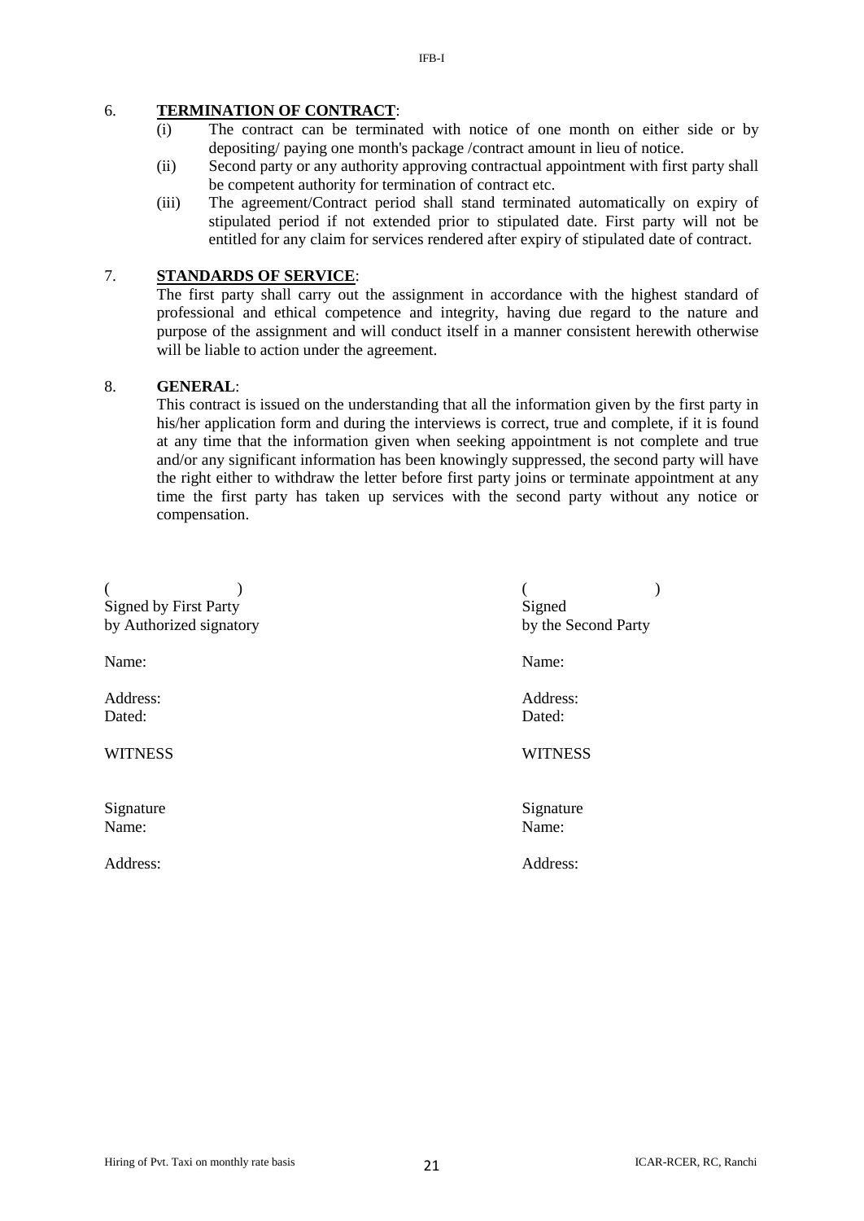6. **TERMINATION OF CONTRACT**:

   (i) The contract can be terminated with notice of one month on either side or by depositing/ paying one month's package /contract amount in lieu of notice.

   (ii) Second party or any authority approving contractual appointment with first party shall be competent authority for termination of contract etc.

   (iii) The agreement/Contract period shall stand terminated automatically on expiry of stipulated period if not extended prior to stipulated date. First party will not be entitled for any claim for services rendered after expiry of stipulated date of contract.

7. **STANDARDS OF SERVICE**:

   The first party shall carry out the assignment in accordance with the highest standard of professional and ethical competence and integrity, having due regard to the nature and purpose of the assignment and will conduct itself in a manner consistent herewith otherwise will be liable to action under the agreement.

8. **GENERAL**:

   This contract is issued on the understanding that all the information given by the first party in his/her application form and during the interviews is correct, true and complete, if it is found at any time that the information given when seeking appointment is not complete and true and/or any significant information has been knowingly suppressed, the second party will have the right either to withdraw the letter before first party joins or terminate appointment at any time the first party has taken up services with the second party without any notice or compensation.

| | |
|---|---|
| ( ) | ( ) |
| Signed by First Party<br>by Authorized signatory | Signed<br>by the Second Party |
| Name: | Name: |
| Address:<br>Dated: | Address:<br>Dated: |
| WITNESS | WITNESS |
| Signature<br>Name: | Signature<br>Name: |
| Address: | Address: |